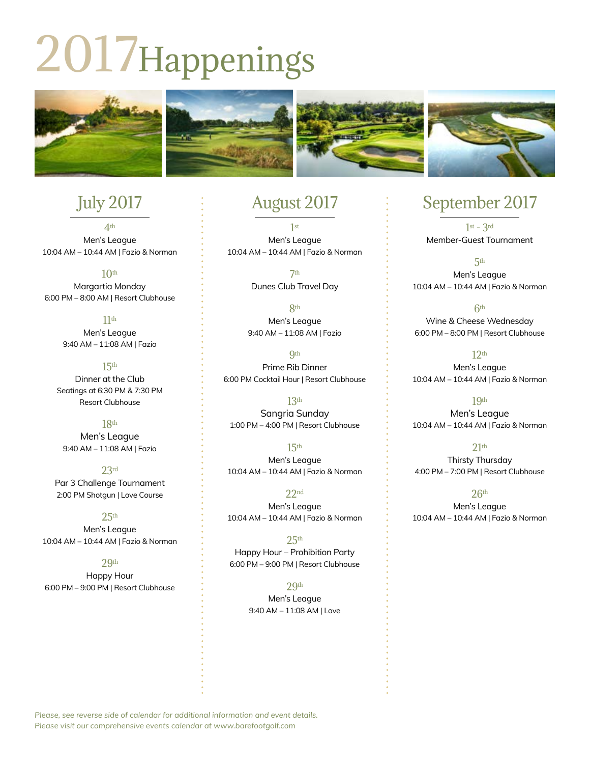# 2017 Happenings

## July 2017

**4th**
Men's League
10:04 AM – 10:44 AM | Fazio & Norman

**10th**
Margartia Monday
6:00 PM – 8:00 AM | Resort Clubhouse

**11th**
Men's League
9:40 AM – 11:08 AM | Fazio

**15th**
Dinner at the Club
Seatings at 6:30 PM & 7:30 PM
Resort Clubhouse

**18th**
Men's League
9:40 AM – 11:08 AM | Fazio

**23rd**
Par 3 Challenge Tournament
2:00 PM Shotgun | Love Course

**25th**
Men's League
10:04 AM – 10:44 AM | Fazio & Norman

**29th**
Happy Hour
6:00 PM – 9:00 PM | Resort Clubhouse

## August 2017

**1st**
Men's League
10:04 AM – 10:44 AM | Fazio & Norman

**7th**
Dunes Club Travel Day

**8th**
Men's League
9:40 AM – 11:08 AM | Fazio

**9th**
Prime Rib Dinner
6:00 PM Cocktail Hour | Resort Clubhouse

**13th**
Sangria Sunday
1:00 PM – 4:00 PM | Resort Clubhouse

**15th**
Men's League
10:04 AM – 10:44 AM | Fazio & Norman

**22nd**
Men's League
10:04 AM – 10:44 AM | Fazio & Norman

**25th**
Happy Hour – Prohibition Party
6:00 PM – 9:00 PM | Resort Clubhouse

**29th**
Men's League
9:40 AM – 11:08 AM | Love

## September 2017

**1st - 3rd**
Member-Guest Tournament

**5th**
Men's League
10:04 AM – 10:44 AM | Fazio & Norman

**6th**
Wine & Cheese Wednesday
6:00 PM – 8:00 PM | Resort Clubhouse

**12th**
Men's League
10:04 AM – 10:44 AM | Fazio & Norman

**19th**
Men's League
10:04 AM – 10:44 AM | Fazio & Norman

**21th**
Thirsty Thursday
4:00 PM – 7:00 PM | Resort Clubhouse

**26th**
Men's League
10:04 AM – 10:44 AM | Fazio & Norman

*Please, see reverse side of calendar for additional information and event details.*
*Please visit our comprehensive events calendar at www.barefootgolf.com*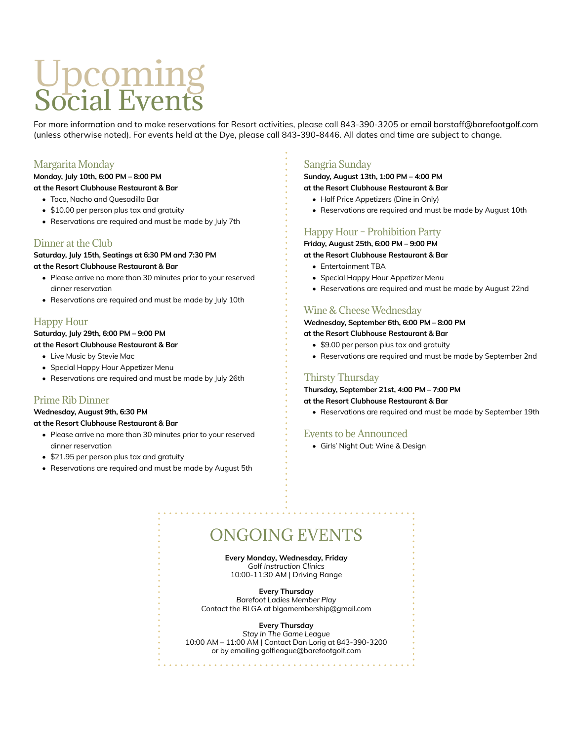# Upcoming Social Events

For more information and to make reservations for Resort activities, please call 843-390-3205 or email barstaff@barefootgolf.com (unless otherwise noted). For events held at the Dye, please call 843-390-8446. All dates and time are subject to change.

## Margarita Monday

**Monday, July 10th, 6:00 PM – 8:00 PM**
**at the Resort Clubhouse Restaurant & Bar**

- Taco, Nacho and Quesadilla Bar
- $10.00 per person plus tax and gratuity
- Reservations are required and must be made by July 7th

## Dinner at the Club

**Saturday, July 15th, Seatings at 6:30 PM and 7:30 PM**
**at the Resort Clubhouse Restaurant & Bar**

- Please arrive no more than 30 minutes prior to your reserved dinner reservation
- Reservations are required and must be made by July 10th

## Happy Hour

**Saturday, July 29th, 6:00 PM – 9:00 PM**
**at the Resort Clubhouse Restaurant & Bar**

- Live Music by Stevie Mac
- Special Happy Hour Appetizer Menu
- Reservations are required and must be made by July 26th

## Prime Rib Dinner

**Wednesday, August 9th, 6:30 PM**
**at the Resort Clubhouse Restaurant & Bar**

- Please arrive no more than 30 minutes prior to your reserved dinner reservation
- $21.95 per person plus tax and gratuity
- Reservations are required and must be made by August 5th

## Sangria Sunday

**Sunday, August 13th, 1:00 PM – 4:00 PM**
**at the Resort Clubhouse Restaurant & Bar**

- Half Price Appetizers (Dine in Only)
- Reservations are required and must be made by August 10th

## Happy Hour – Prohibition Party

**Friday, August 25th, 6:00 PM – 9:00 PM**
**at the Resort Clubhouse Restaurant & Bar**

- Entertainment TBA
- Special Happy Hour Appetizer Menu
- Reservations are required and must be made by August 22nd

## Wine & Cheese Wednesday

**Wednesday, September 6th, 6:00 PM – 8:00 PM**
**at the Resort Clubhouse Restaurant & Bar**

- $9.00 per person plus tax and gratuity
- Reservations are required and must be made by September 2nd

## Thirsty Thursday

**Thursday, September 21st, 4:00 PM – 7:00 PM**
**at the Resort Clubhouse Restaurant & Bar**

- Reservations are required and must be made by September 19th

## Events to be Announced

- Girls' Night Out: Wine & Design

## ONGOING EVENTS

**Every Monday, Wednesday, Friday**
*Golf Instruction Clinics*
10:00-11:30 AM | Driving Range

**Every Thursday**
*Barefoot Ladies Member Play*
Contact the BLGA at blgamembership@gmail.com

**Every Thursday**
*Stay In The Game League*
10:00 AM – 11:00 AM | Contact Dan Lorig at 843-390-3200 or by emailing golfleague@barefootgolf.com